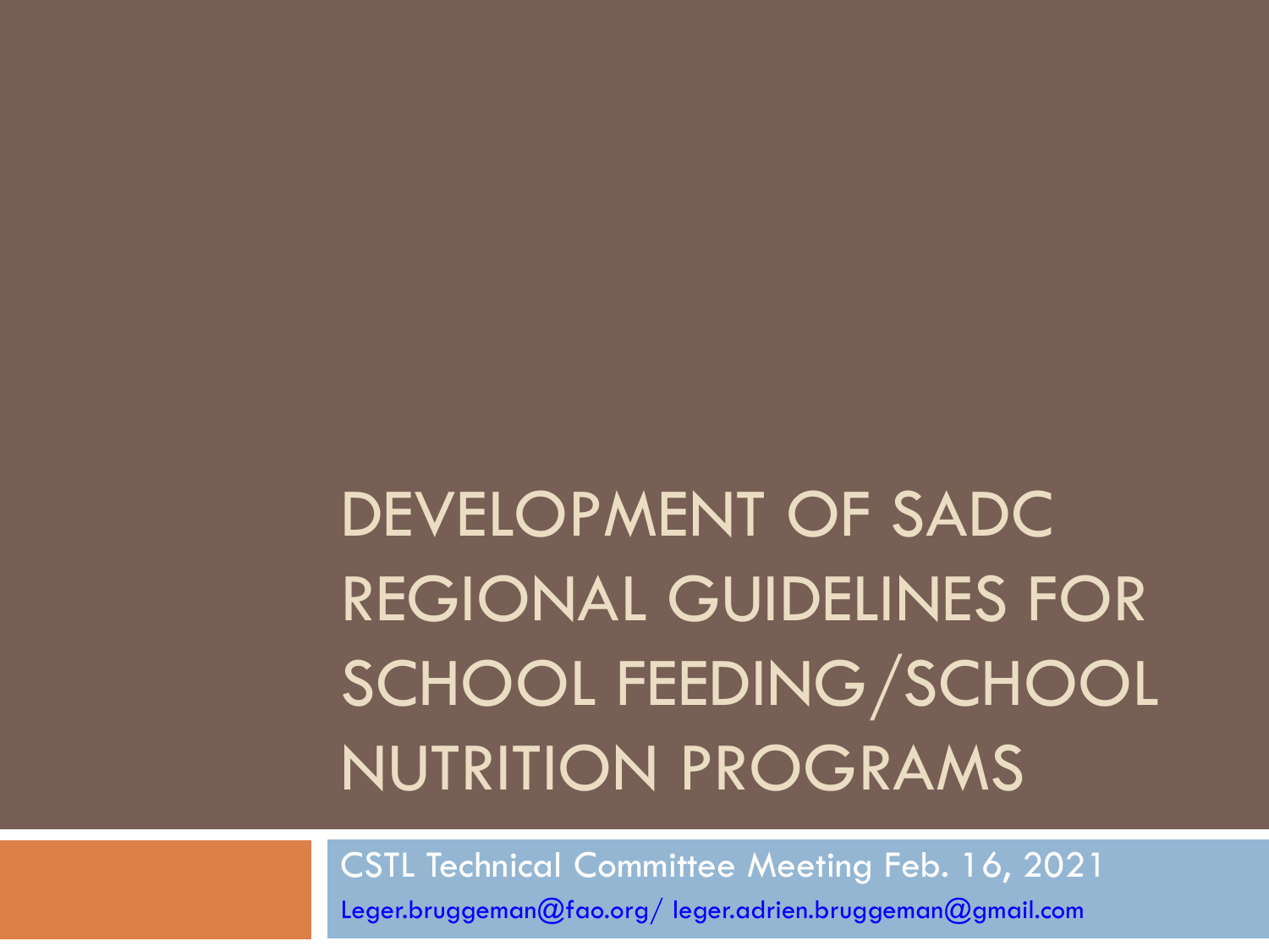# DEVELOPMENT OF SADC REGIONAL GUIDELINES FOR SCHOOL FEEDING/SCHOOL NUTRITION PROGRAMS

CSTL Technical Committee Meeting Feb. 16, 2021

Leger.bruggeman@fao.org/ leger.adrien.bruggeman@gmail.com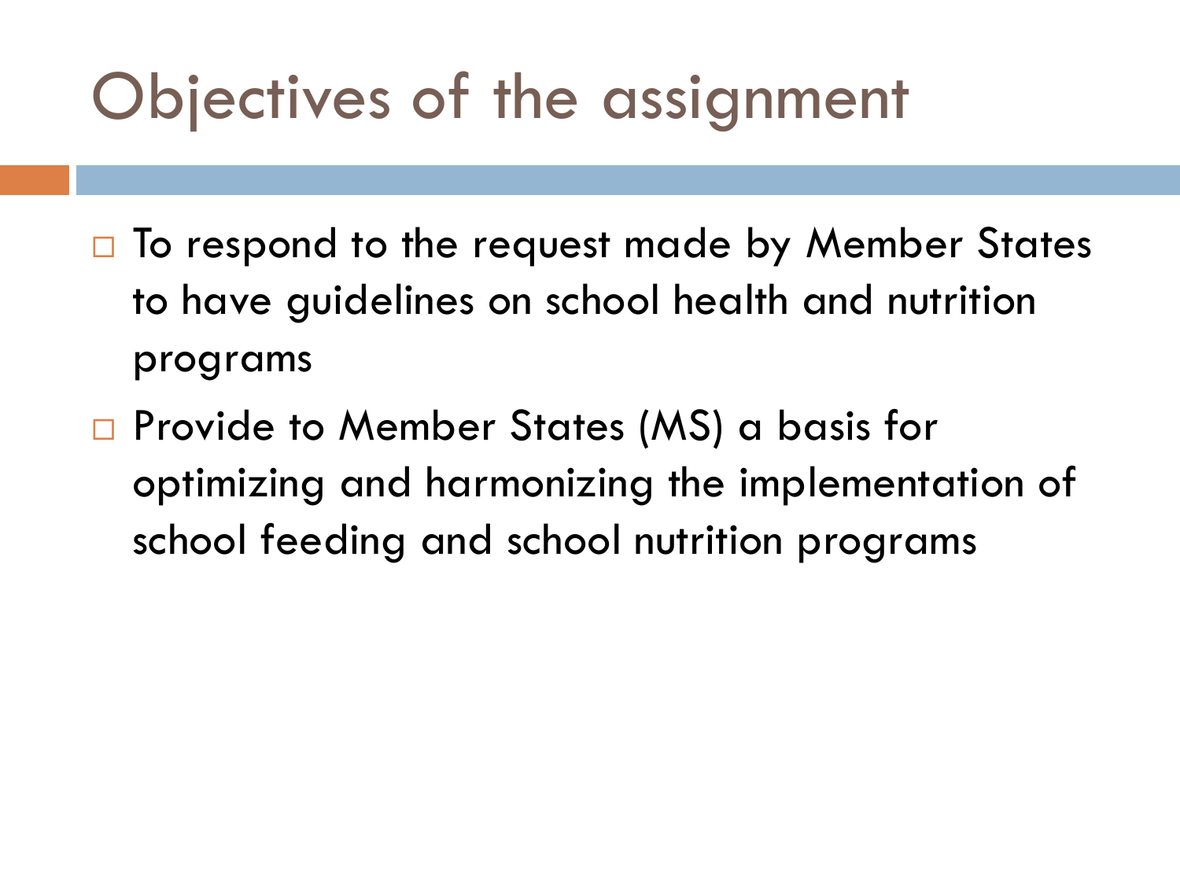# Objectives of the assignment

- To respond to the request made by Member States to have guidelines on school health and nutrition programs
- Provide to Member States (MS) a basis for optimizing and harmonizing the implementation of school feeding and school nutrition programs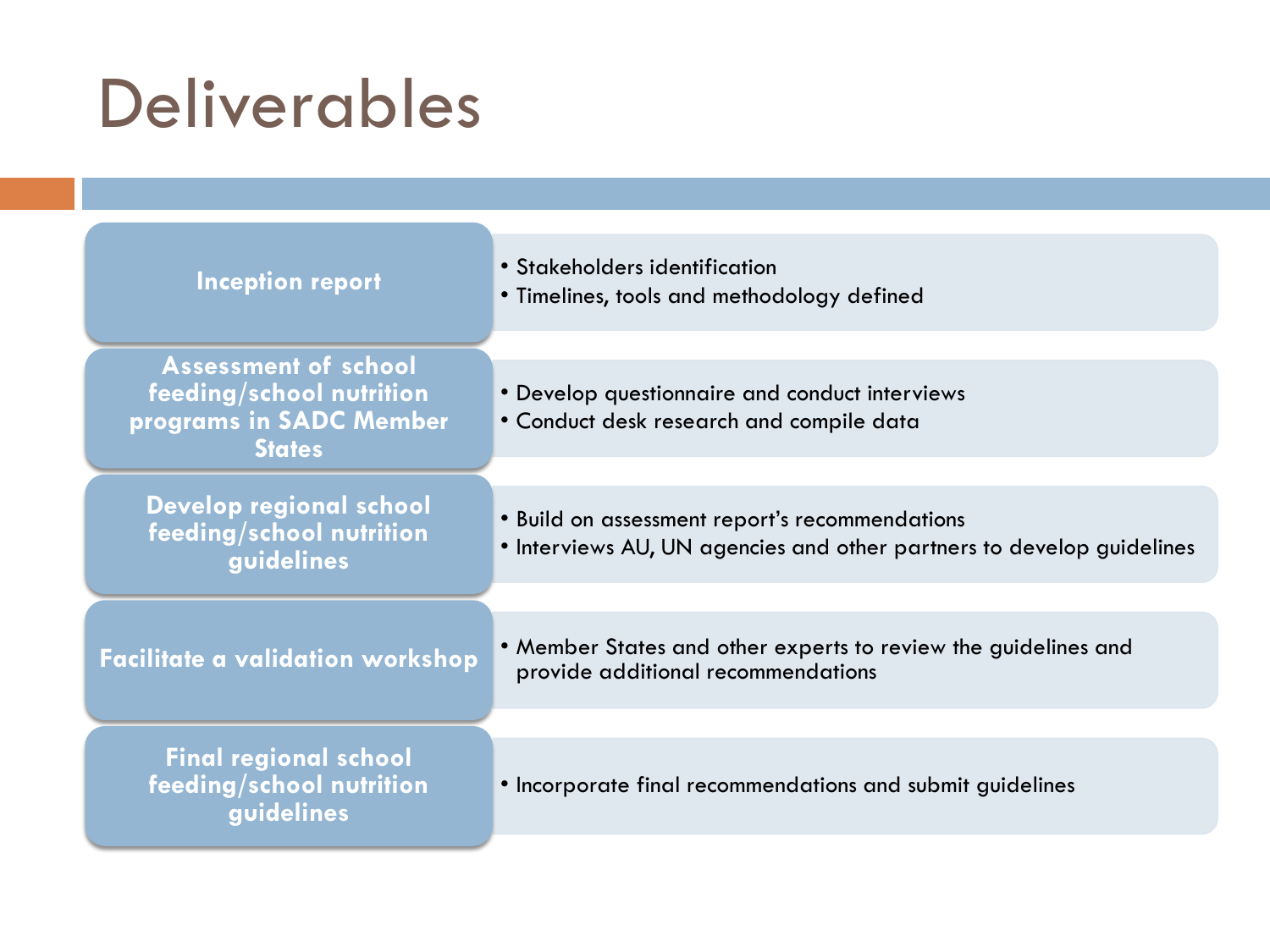# Deliverables

| Deliverable | Activities |
| --- | --- |
| **Inception report** | • Stakeholders identification<br>• Timelines, tools and methodology defined |
| **Assessment of school feeding/school nutrition programs in SADC Member States** | • Develop questionnaire and conduct interviews<br>• Conduct desk research and compile data |
| **Develop regional school feeding/school nutrition guidelines** | • Build on assessment report's recommendations<br>• Interviews AU, UN agencies and other partners to develop guidelines |
| **Facilitate a validation workshop** | • Member States and other experts to review the guidelines and provide additional recommendations |
| **Final regional school feeding/school nutrition guidelines** | • Incorporate final recommendations and submit guidelines |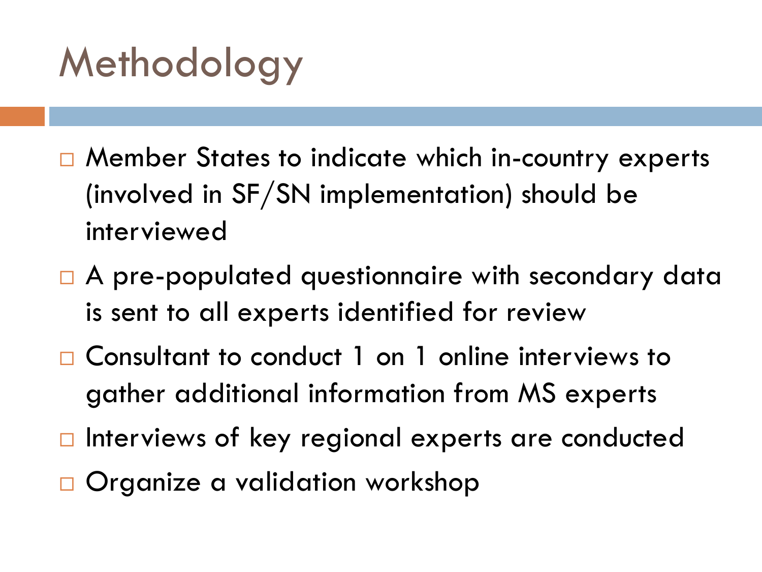# Methodology

- Member States to indicate which in-country experts (involved in SF/SN implementation) should be interviewed
- A pre-populated questionnaire with secondary data is sent to all experts identified for review
- Consultant to conduct 1 on 1 online interviews to gather additional information from MS experts
- Interviews of key regional experts are conducted
- Organize a validation workshop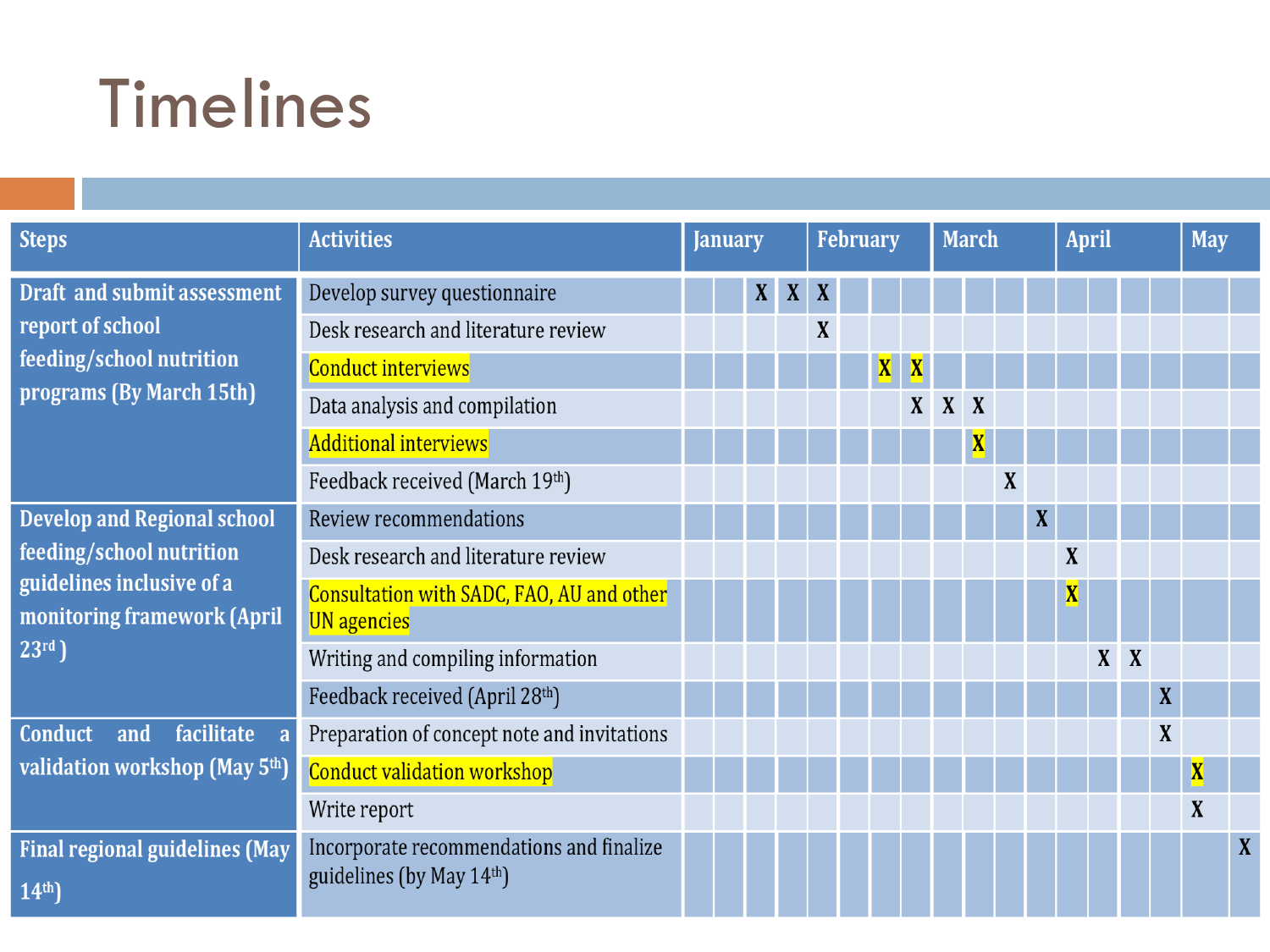# Timelines

| Steps | Activities | January | | | | February | | | | March | | | | April | | | | May | |
|---|---|---|---|---|---|---|---|---|---|---|---|---|---|---|---|---|---|---|---|
| Draft and submit assessment report of school feeding/school nutrition programs (By March 15th) | Develop survey questionnaire | | | X | X | X | | | | | | | | | | | | | |
| | Desk research and literature review | | | | | X | | | | | | | | | | | | | |
| | Conduct interviews | | | | | | | X | X | | | | | | | | | | |
| | Data analysis and compilation | | | | | | | | X | X | X | | | | | | | | |
| | Additional interviews | | | | | | | | | | X | | | | | | | | |
| | Feedback received (March 19th) | | | | | | | | | | | X | | | | | | | |
| Develop and Regional school feeding/school nutrition guidelines inclusive of a monitoring framework (April 23rd ) | Review recommendations | | | | | | | | | | | | X | | | | | | |
| | Desk research and literature review | | | | | | | | | | | | | X | | | | | |
| | Consultation with SADC, FAO, AU and other UN agencies | | | | | | | | | | | | | X | | | | | |
| | Writing and compiling information | | | | | | | | | | | | | | X | X | | | |
| | Feedback received (April 28th) | | | | | | | | | | | | | | | | X | | |
| Conduct and facilitate a validation workshop (May 5th) | Preparation of concept note and invitations | | | | | | | | | | | | | | | | X | | |
| | Conduct validation workshop | | | | | | | | | | | | | | | | | X | |
| | Write report | | | | | | | | | | | | | | | | | X | |
| Final regional guidelines (May 14th) | Incorporate recommendations and finalize guidelines (by May 14th) | | | | | | | | | | | | | | | | | | X |